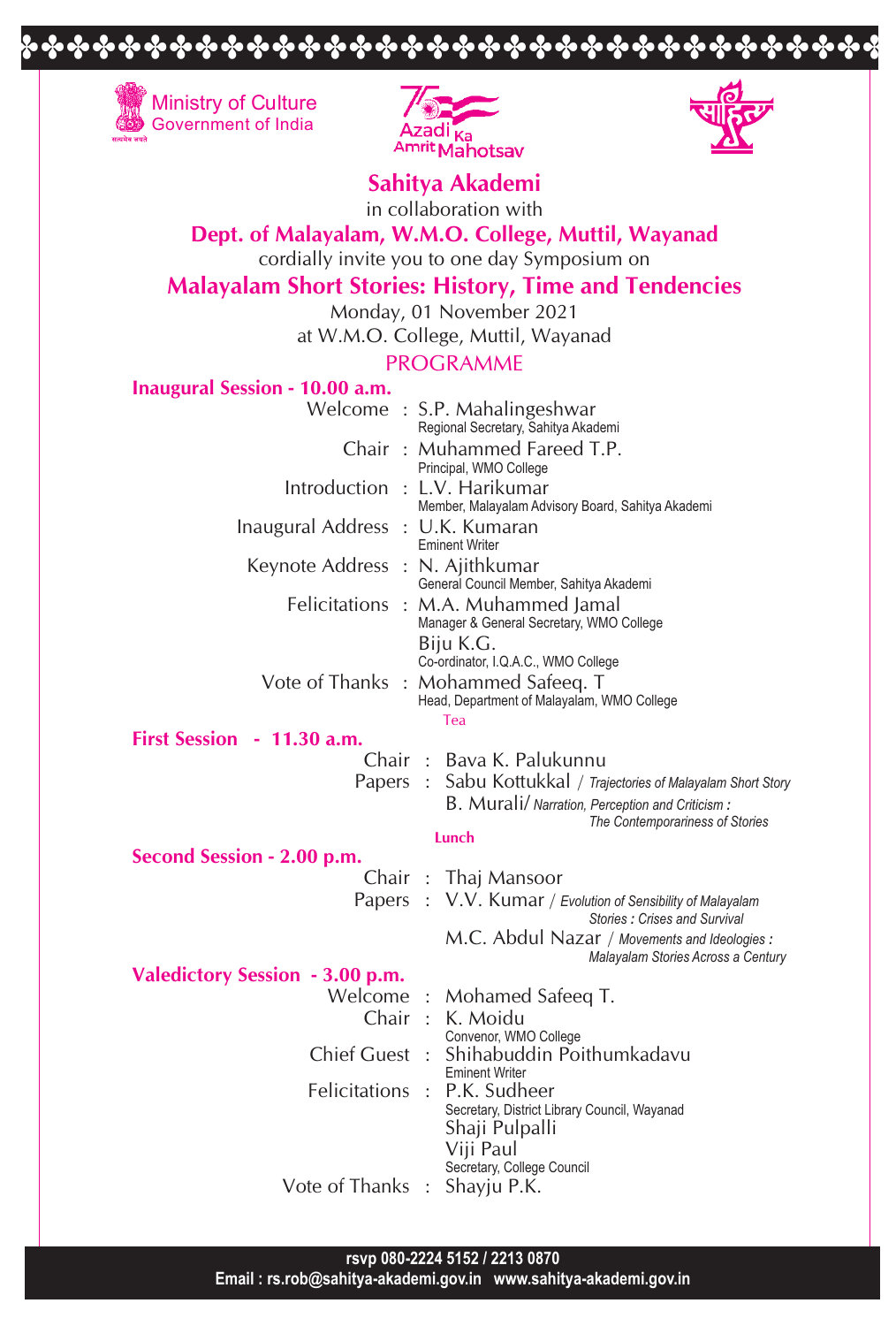Ministry of Culture
Government of India

Azadi Ka Amrit Mahotsav

# Sahitya Akademi

in collaboration with

## Dept. of Malayalam, W.M.O. College, Muttil, Wayanad

cordially invite you to one day Symposium on

## Malayalam Short Stories: History, Time and Tendencies

Monday, 01 November 2021

at W.M.O. College, Muttil, Wayanad

### PROGRAMME

**Inaugural Session - 10.00 a.m.**

Welcome : S.P. Mahalingeshwar
Regional Secretary, Sahitya Akademi

Chair : Muhammed Fareed T.P.
Principal, WMO College

Introduction : L.V. Harikumar
Member, Malayalam Advisory Board, Sahitya Akademi

Inaugural Address : U.K. Kumaran
Eminent Writer

Keynote Address : N. Ajithkumar
General Council Member, Sahitya Akademi

Felicitations : M.A. Muhammed Jamal
Manager & General Secretary, WMO College
Biju K.G.
Co-ordinator, I.Q.A.C., WMO College

Vote of Thanks : Mohammed Safeeq. T
Head, Department of Malayalam, WMO College

Tea

**First Session - 11.30 a.m.**

Chair : Bava K. Palukunnu

Papers : Sabu Kottukkal / *Trajectories of Malayalam Short Story*
B. Murali/ *Narration, Perception and Criticism : The Contemporariness of Stories*

Lunch

**Second Session - 2.00 p.m.**

Chair : Thaj Mansoor

Papers : V.V. Kumar / *Evolution of Sensibility of Malayalam Stories : Crises and Survival*
M.C. Abdul Nazar / *Movements and Ideologies : Malayalam Stories Across a Century*

**Valedictory Session - 3.00 p.m.**

Welcome : Mohamed Safeeq T.

Chair : K. Moidu
Convenor, WMO College

Chief Guest : Shihabuddin Poithumkadavu
Eminent Writer

Felicitations : P.K. Sudheer
Secretary, District Library Council, Wayanad
Shaji Pulpalli
Viji Paul
Secretary, College Council

Vote of Thanks : Shayju P.K.

**rsvp 080-2224 5152 / 2213 0870**
**Email : rs.rob@sahitya-akademi.gov.in www.sahitya-akademi.gov.in**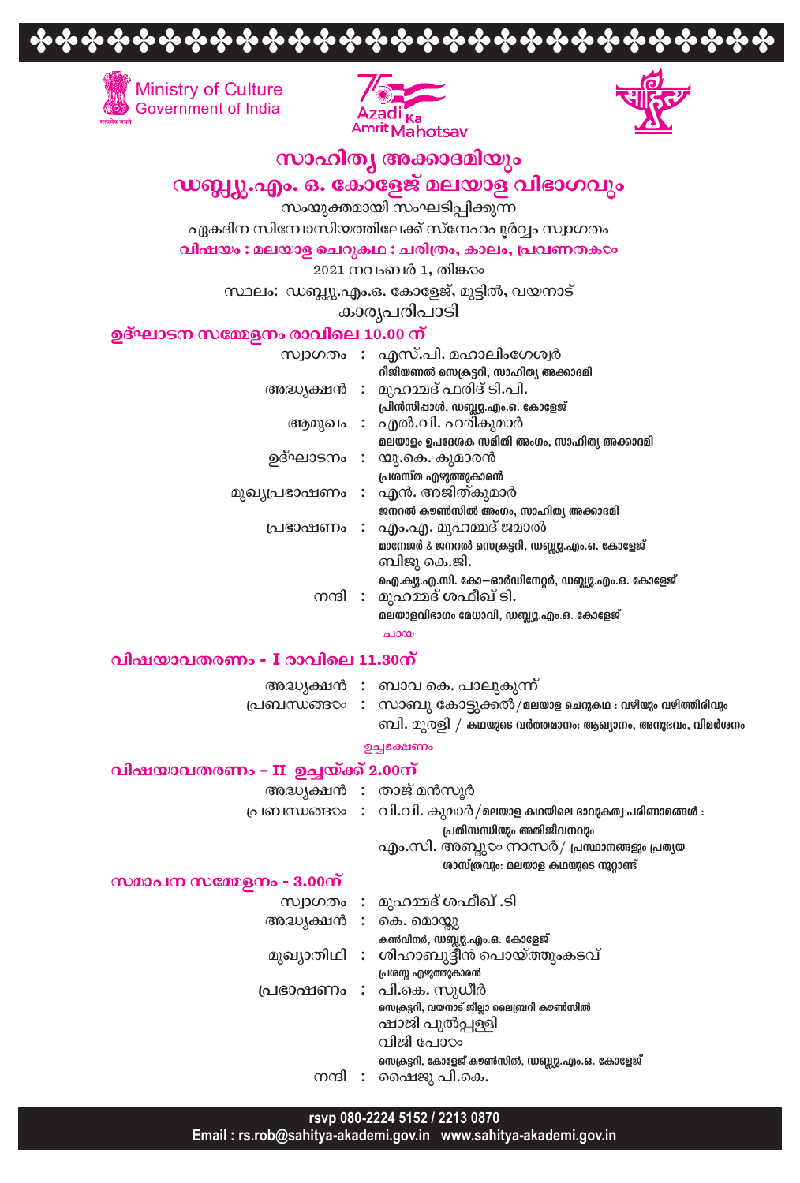Ministry of Culture
Government of India

Azadi Ka Amrit Mahotsav

# സാഹിത്യ അക്കാദമിയും
# ഡബ്ല്യു.എം. ഒ. കോളേജ് മലയാള വിഭാഗവും

സംയുക്തമായി സംഘടിപ്പിക്കുന്ന

ഏകദിന സിമ്പോസിയത്തിലേക്ക് സ്നേഹപൂർവ്വം സ്വാഗതം

**വിഷയം : മലയാള ചെറുകഥ : ചരിത്രം, കാലം, പ്രവണതകൾ**

2021 നവംബർ 1, തിങ്കൾ

സ്ഥലം: ഡബ്ല്യൂ.എം.ഒ. കോളേജ്, മുട്ടിൽ, വയനാട്

കാര്യപരിപാടി

## ഉദ്ഘാടന സമ്മേളനം രാവിലെ 10.00 ന്

സ്വാഗതം : എസ്.പി. മഹാലിംഗേശ്വർ
**റീജിയണൽ സെക്രട്ടറി, സാഹിത്യ അക്കാദമി**

അദ്ധ്യക്ഷൻ : മുഹമ്മദ് ഫരീദ് ടി.പി.
**പ്രിൻസിപ്പാൾ, ഡബ്ല്യൂ.എം.ഒ. കോളേജ്**

ആമുഖം : എൽ.വി. ഹരികുമാർ
**മലയാളം ഉപദേശക സമിതി അംഗം, സാഹിത്യ അക്കാദമി**

ഉദ്ഘാടനം : യു.കെ. കുമാരൻ
**പ്രശസ്ത എഴുത്തുകാരൻ**

മുഖ്യപ്രഭാഷണം : എൻ. അജിത്കുമാർ
**ജനറൽ കൗൺസിൽ അംഗം, സാഹിത്യ അക്കാദമി**

പ്രഭാഷണം : എം.എ. മുഹമ്മദ് ജമാൽ
**മാനേജർ & ജനറൽ സെക്രട്ടറി, ഡബ്ല്യൂ.എം.ഒ. കോളേജ്**
ബിജു കെ.ജി.
**ഐ.ക്യു.എ.സി. കോ–ഓർഡിനേറ്റർ, ഡബ്ല്യൂ.എം.ഒ. കോളേജ്**

നന്ദി : മുഹമ്മദ് ശഫീഖ് ടി.
**മലയാളവിഭാഗം മേധാവി, ഡബ്ല്യൂ.എം.ഒ. കോളേജ്**

ചായ

## വിഷയാവതരണം - I രാവിലെ 11.30ന്

അദ്ധ്യക്ഷൻ : ബാവ കെ. പാലുകുന്ന്

പ്രബന്ധങ്ങൾ : സാബു കോട്ടുക്കൽ/**മലയാള ചെറുകഥ : വഴിയും വഴിത്തിരിവും**
ബി. മുരളി / **കഥയുടെ വർത്തമാനം: ആഖ്യാനം, അനുഭവം, വിമർശനം**

ഉച്ചഭക്ഷണം

## വിഷയാവതരണം - II ഉച്ചയ്ക്ക് 2.00ന്

അദ്ധ്യക്ഷൻ : താജ് മൻസൂർ

പ്രബന്ധങ്ങൾ : വി.വി. കുമാർ/**മലയാള കഥയിലെ ഭാവുകത്വ പരിണാമങ്ങൾ : പ്രതിസന്ധിയും അതിജീവനവും**
എം.സി. അബ്ദുൾ നാസർ/ **പ്രസ്ഥാനങ്ങളും പ്രത്യയ ശാസ്ത്രവും: മലയാള കഥയുടെ നൂറ്റാണ്ട്**

## സമാപന സമ്മേളനം - 3.00ന്

സ്വാഗതം : മുഹമ്മദ് ശഫീഖ് .ടി

അദ്ധ്യക്ഷൻ : കെ. മൊയ്തു
**കൺവീനർ, ഡബ്ല്യൂ.എം.ഒ. കോളേജ്**

മുഖ്യാതിഥി : ശിഹാബുദ്ദീൻ പൊയ്ത്തുംകടവ്
**പ്രശസ്ത എഴുത്തുകാരൻ**

പ്രഭാഷണം : പി.കെ. സുധീർ
**സെക്രട്ടറി, വയനാട് ജില്ലാ ലൈബ്രറി കൗൺസിൽ**
ഷാജി പുൽപ്പള്ളി
വിജി പോൾ
**സെക്രട്ടറി, കോളേജ് കൗൺസിൽ, ഡബ്ല്യൂ.എം.ഒ. കോളേജ്**

നന്ദി : ഷൈജു പി.കെ.

**rsvp 080-2224 5152 / 2213 0870**
**Email : rs.rob@sahitya-akademi.gov.in www.sahitya-akademi.gov.in**